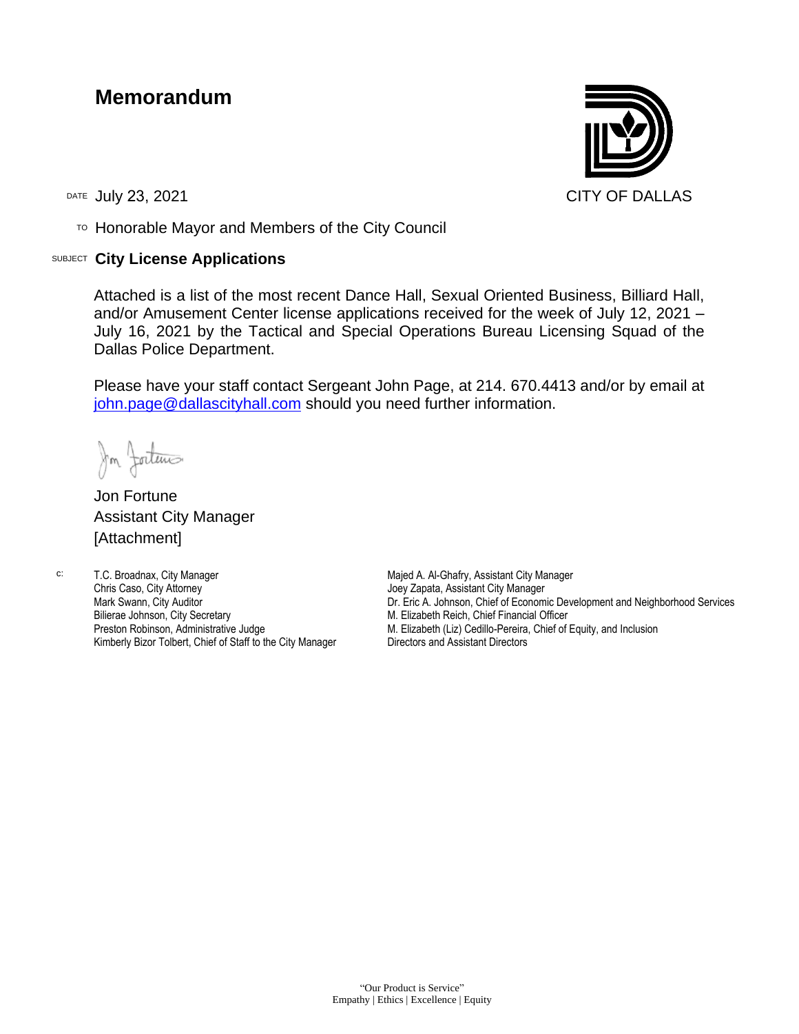# Memorandum

CITY OF DALLAS

DATE July 23, 2021

TO Honorable Mayor and Members of the City Council

SUBJECT **City License Applications**

Attached is a list of the most recent Dance Hall, Sexual Oriented Business, Billiard Hall, and/or Amusement Center license applications received for the week of July 12, 2021 – July 16, 2021 by the Tactical and Special Operations Bureau Licensing Squad of the Dallas Police Department.

Please have your staff contact Sergeant John Page, at 214. 670.4413 and/or by email at john.page@dallascityhall.com should you need further information.

Jon Fortune
Assistant City Manager
[Attachment]

c: T.C. Broadnax, City Manager
Chris Caso, City Attorney
Mark Swann, City Auditor
Bilierae Johnson, City Secretary
Preston Robinson, Administrative Judge
Kimberly Bizor Tolbert, Chief of Staff to the City Manager
Majed A. Al-Ghafry, Assistant City Manager
Joey Zapata, Assistant City Manager
Dr. Eric A. Johnson, Chief of Economic Development and Neighborhood Services
M. Elizabeth Reich, Chief Financial Officer
M. Elizabeth (Liz) Cedillo-Pereira, Chief of Equity, and Inclusion
Directors and Assistant Directors

"Our Product is Service"
Empathy | Ethics | Excellence | Equity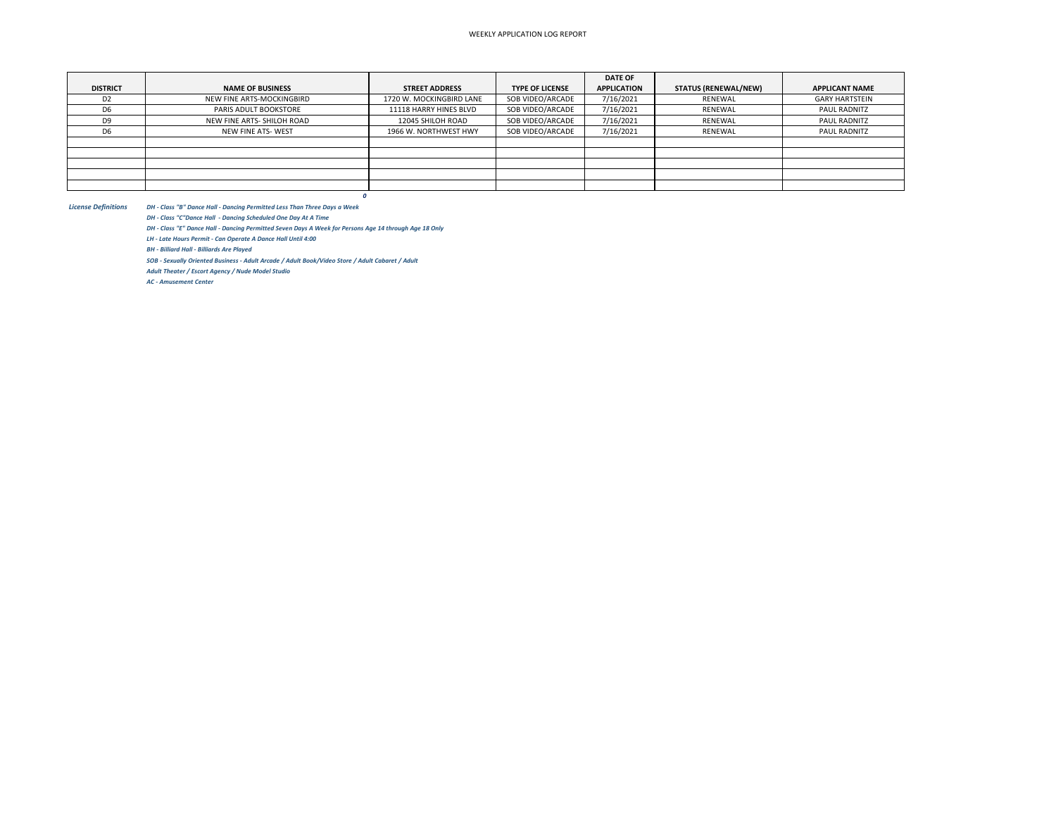WEEKLY APPLICATION LOG REPORT

| DISTRICT | NAME OF BUSINESS | STREET ADDRESS | TYPE OF LICENSE | DATE OF APPLICATION | STATUS (RENEWAL/NEW) | APPLICANT NAME |
|---|---|---|---|---|---|---|
| D2 | NEW FINE ARTS-MOCKINGBIRD | 1720 W. MOCKINGBIRD LANE | SOB VIDEO/ARCADE | 7/16/2021 | RENEWAL | GARY HARTSTEIN |
| D6 | PARIS ADULT BOOKSTORE | 11118 HARRY HINES BLVD | SOB VIDEO/ARCADE | 7/16/2021 | RENEWAL | PAUL RADNITZ |
| D9 | NEW FINE ARTS- SHILOH ROAD | 12045 SHILOH ROAD | SOB VIDEO/ARCADE | 7/16/2021 | RENEWAL | PAUL RADNITZ |
| D6 | NEW FINE ATS- WEST | 1966 W. NORTHWEST HWY | SOB VIDEO/ARCADE | 7/16/2021 | RENEWAL | PAUL RADNITZ |
| | | | | | | |
| | | | | | | |
| | | | | | | |
| | | | | | | |
| | | | | | | |

*0*

*License Definitions*

*DH - Class "B" Dance Hall - Dancing Permitted Less Than Three Days a Week*

*DH - Class "C"Dance Hall - Dancing Scheduled One Day At A Time*

*DH - Class "E" Dance Hall - Dancing Permitted Seven Days A Week for Persons Age 14 through Age 18 Only*

*LH - Late Hours Permit - Can Operate A Dance Hall Until 4:00*

*BH - Billiard Hall - Billiards Are Played*

*SOB - Sexually Oriented Business - Adult Arcade / Adult Book/Video Store / Adult Cabaret / Adult*

*Adult Theater / Escort Agency / Nude Model Studio*

*AC - Amusement Center*